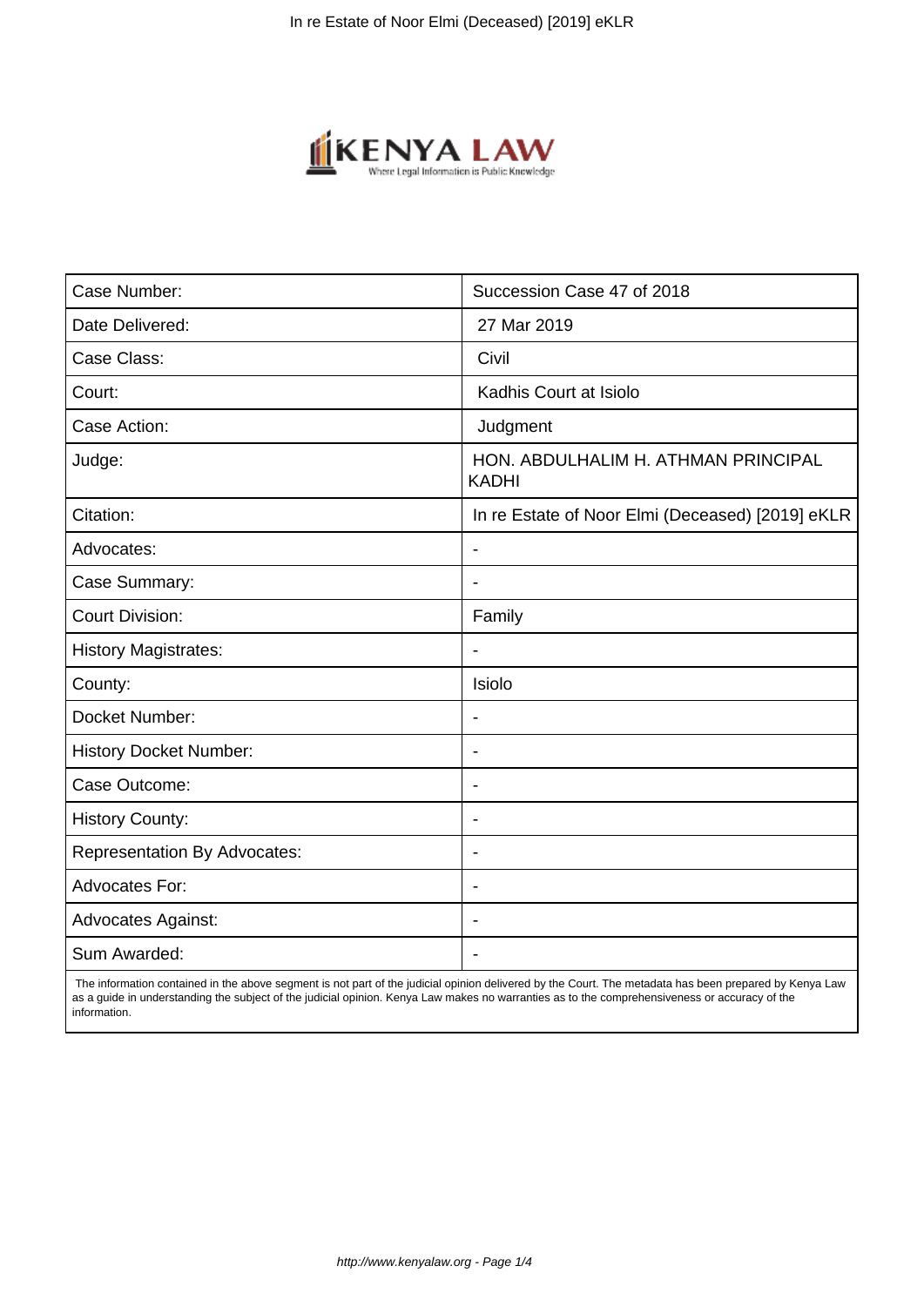| Case Number: | Succession Case 47 of 2018 |
| --- | --- |
| Date Delivered: | 27 Mar 2019 |
| Case Class: | Civil |
| Court: | Kadhis Court at Isiolo |
| Case Action: | Judgment |
| Judge: | HON. ABDULHALIM H. ATHMAN PRINCIPAL KADHI |
| Citation: | In re Estate of Noor Elmi (Deceased) [2019] eKLR |
| Advocates: | - |
| Case Summary: | - |
| Court Division: | Family |
| History Magistrates: | - |
| County: | Isiolo |
| Docket Number: | - |
| History Docket Number: | - |
| Case Outcome: | - |
| History County: | - |
| Representation By Advocates: | - |
| Advocates For: | - |
| Advocates Against: | - |
| Sum Awarded: | - |

The information contained in the above segment is not part of the judicial opinion delivered by the Court. The metadata has been prepared by Kenya Law as a guide in understanding the subject of the judicial opinion. Kenya Law makes no warranties as to the comprehensiveness or accuracy of the information.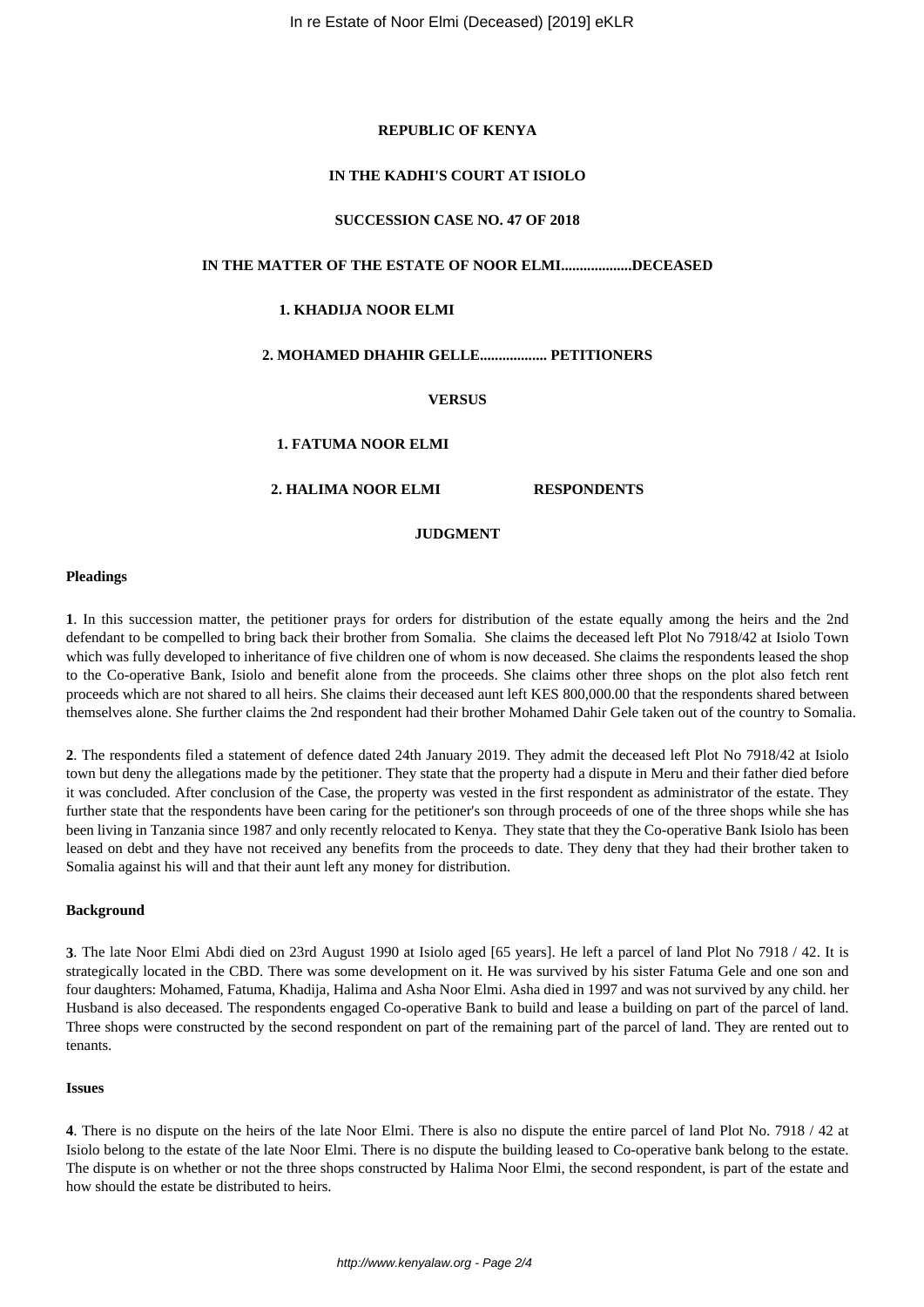**REPUBLIC OF KENYA**

**IN THE KADHI'S COURT AT ISIOLO**

**SUCCESSION CASE NO. 47 OF 2018**

**IN THE MATTER OF THE ESTATE OF NOOR ELMI...................DECEASED**

**1. KHADIJA NOOR ELMI**

**2. MOHAMED DHAHIR GELLE.................. PETITIONERS**

**VERSUS**

**1. FATUMA NOOR ELMI**

**2. HALIMA NOOR ELMI RESPONDENTS**

**JUDGMENT**

**Pleadings**

**1**. In this succession matter, the petitioner prays for orders for distribution of the estate equally among the heirs and the 2nd defendant to be compelled to bring back their brother from Somalia. She claims the deceased left Plot No 7918/42 at Isiolo Town which was fully developed to inheritance of five children one of whom is now deceased. She claims the respondents leased the shop to the Co-operative Bank, Isiolo and benefit alone from the proceeds. She claims other three shops on the plot also fetch rent proceeds which are not shared to all heirs. She claims their deceased aunt left KES 800,000.00 that the respondents shared between themselves alone. She further claims the 2nd respondent had their brother Mohamed Dahir Gele taken out of the country to Somalia.

**2**. The respondents filed a statement of defence dated 24th January 2019. They admit the deceased left Plot No 7918/42 at Isiolo town but deny the allegations made by the petitioner. They state that the property had a dispute in Meru and their father died before it was concluded. After conclusion of the Case, the property was vested in the first respondent as administrator of the estate. They further state that the respondents have been caring for the petitioner's son through proceeds of one of the three shops while she has been living in Tanzania since 1987 and only recently relocated to Kenya. They state that they the Co-operative Bank Isiolo has been leased on debt and they have not received any benefits from the proceeds to date. They deny that they had their brother taken to Somalia against his will and that their aunt left any money for distribution.

**Background**

**3**. The late Noor Elmi Abdi died on 23rd August 1990 at Isiolo aged [65 years]. He left a parcel of land Plot No 7918 / 42. It is strategically located in the CBD. There was some development on it. He was survived by his sister Fatuma Gele and one son and four daughters: Mohamed, Fatuma, Khadija, Halima and Asha Noor Elmi. Asha died in 1997 and was not survived by any child. her Husband is also deceased. The respondents engaged Co-operative Bank to build and lease a building on part of the parcel of land. Three shops were constructed by the second respondent on part of the remaining part of the parcel of land. They are rented out to tenants.

**Issues**

**4**. There is no dispute on the heirs of the late Noor Elmi. There is also no dispute the entire parcel of land Plot No. 7918 / 42 at Isiolo belong to the estate of the late Noor Elmi. There is no dispute the building leased to Co-operative bank belong to the estate. The dispute is on whether or not the three shops constructed by Halima Noor Elmi, the second respondent, is part of the estate and how should the estate be distributed to heirs.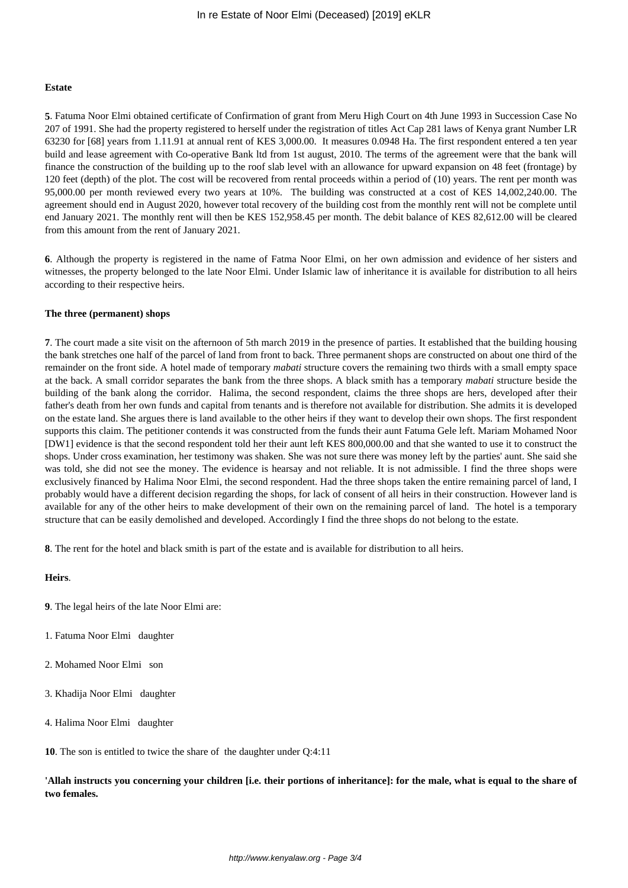**Estate**

**5**. Fatuma Noor Elmi obtained certificate of Confirmation of grant from Meru High Court on 4th June 1993 in Succession Case No 207 of 1991. She had the property registered to herself under the registration of titles Act Cap 281 laws of Kenya grant Number LR 63230 for [68] years from 1.11.91 at annual rent of KES 3,000.00. It measures 0.0948 Ha. The first respondent entered a ten year build and lease agreement with Co-operative Bank ltd from 1st august, 2010. The terms of the agreement were that the bank will finance the construction of the building up to the roof slab level with an allowance for upward expansion on 48 feet (frontage) by 120 feet (depth) of the plot. The cost will be recovered from rental proceeds within a period of (10) years. The rent per month was 95,000.00 per month reviewed every two years at 10%. The building was constructed at a cost of KES 14,002,240.00. The agreement should end in August 2020, however total recovery of the building cost from the monthly rent will not be complete until end January 2021. The monthly rent will then be KES 152,958.45 per month. The debit balance of KES 82,612.00 will be cleared from this amount from the rent of January 2021.

**6**. Although the property is registered in the name of Fatma Noor Elmi, on her own admission and evidence of her sisters and witnesses, the property belonged to the late Noor Elmi. Under Islamic law of inheritance it is available for distribution to all heirs according to their respective heirs.

**The three (permanent) shops**

**7**. The court made a site visit on the afternoon of 5th march 2019 in the presence of parties. It established that the building housing the bank stretches one half of the parcel of land from front to back. Three permanent shops are constructed on about one third of the remainder on the front side. A hotel made of temporary *mabati* structure covers the remaining two thirds with a small empty space at the back. A small corridor separates the bank from the three shops. A black smith has a temporary *mabati* structure beside the building of the bank along the corridor. Halima, the second respondent, claims the three shops are hers, developed after their father's death from her own funds and capital from tenants and is therefore not available for distribution. She admits it is developed on the estate land. She argues there is land available to the other heirs if they want to develop their own shops. The first respondent supports this claim. The petitioner contends it was constructed from the funds their aunt Fatuma Gele left. Mariam Mohamed Noor [DW1] evidence is that the second respondent told her their aunt left KES 800,000.00 and that she wanted to use it to construct the shops. Under cross examination, her testimony was shaken. She was not sure there was money left by the parties' aunt. She said she was told, she did not see the money. The evidence is hearsay and not reliable. It is not admissible. I find the three shops were exclusively financed by Halima Noor Elmi, the second respondent. Had the three shops taken the entire remaining parcel of land, I probably would have a different decision regarding the shops, for lack of consent of all heirs in their construction. However land is available for any of the other heirs to make development of their own on the remaining parcel of land. The hotel is a temporary structure that can be easily demolished and developed. Accordingly I find the three shops do not belong to the estate.

**8**. The rent for the hotel and black smith is part of the estate and is available for distribution to all heirs.

**Heirs**.

**9**. The legal heirs of the late Noor Elmi are:

1. Fatuma Noor Elmi daughter

2. Mohamed Noor Elmi son

3. Khadija Noor Elmi daughter

4. Halima Noor Elmi daughter

**10**. The son is entitled to twice the share of the daughter under Q:4:11

**'Allah instructs you concerning your children [i.e. their portions of inheritance]: for the male, what is equal to the share of two females.**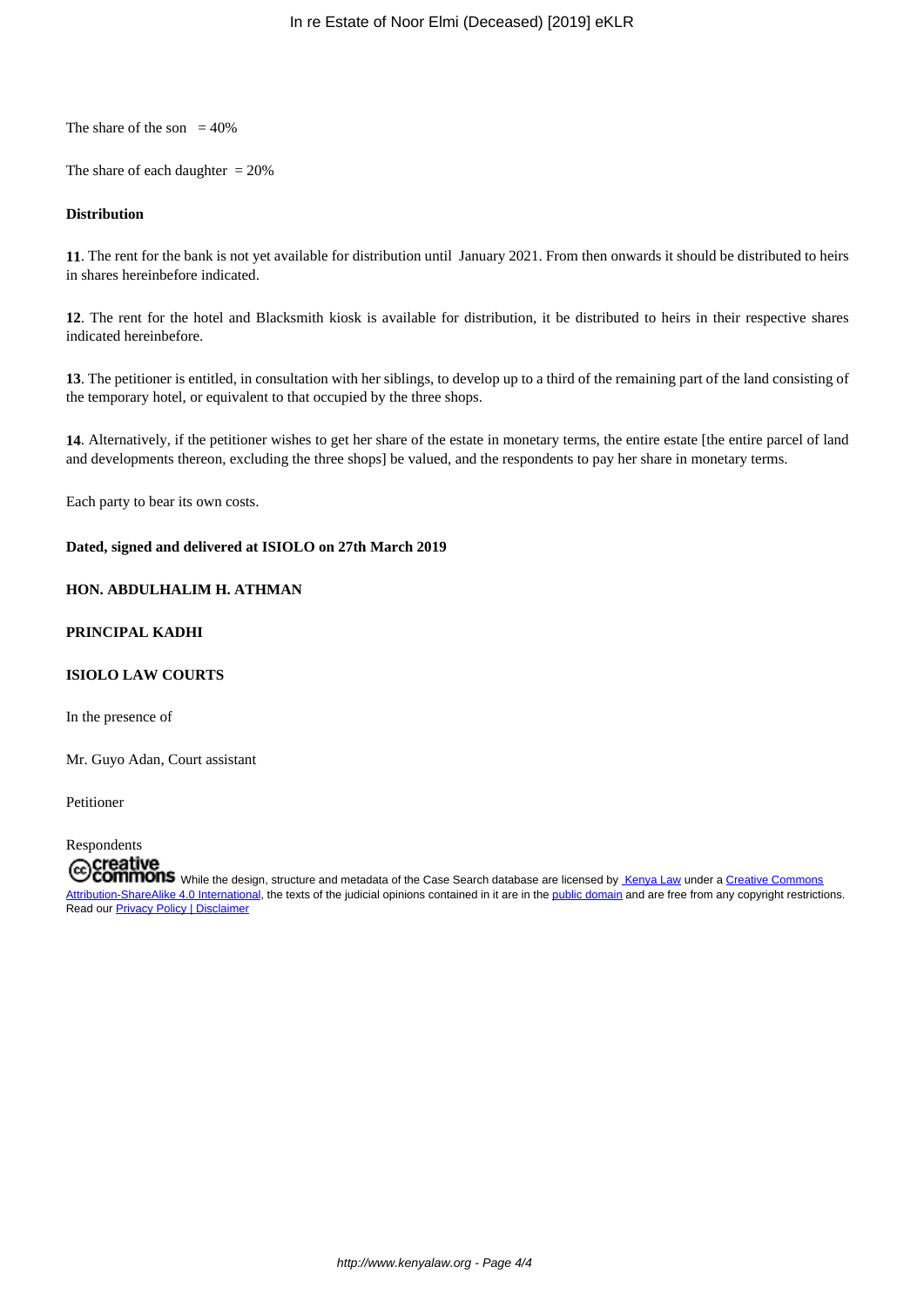The share of the son = 40%

The share of each daughter = 20%

**Distribution**

**11**. The rent for the bank is not yet available for distribution until January 2021. From then onwards it should be distributed to heirs in shares hereinbefore indicated.

**12**. The rent for the hotel and Blacksmith kiosk is available for distribution, it be distributed to heirs in their respective shares indicated hereinbefore.

**13**. The petitioner is entitled, in consultation with her siblings, to develop up to a third of the remaining part of the land consisting of the temporary hotel, or equivalent to that occupied by the three shops.

**14**. Alternatively, if the petitioner wishes to get her share of the estate in monetary terms, the entire estate [the entire parcel of land and developments thereon, excluding the three shops] be valued, and the respondents to pay her share in monetary terms.

Each party to bear its own costs.

**Dated, signed and delivered at ISIOLO on 27th March 2019**

**HON. ABDULHALIM H. ATHMAN**

**PRINCIPAL KADHI**

**ISIOLO LAW COURTS**

In the presence of

Mr. Guyo Adan, Court assistant

Petitioner

Respondents

While the design, structure and metadata of the Case Search database are licensed by Kenya Law under a Creative Commons Attribution-ShareAlike 4.0 International, the texts of the judicial opinions contained in it are in the public domain and are free from any copyright restrictions. Read our Privacy Policy | Disclaimer